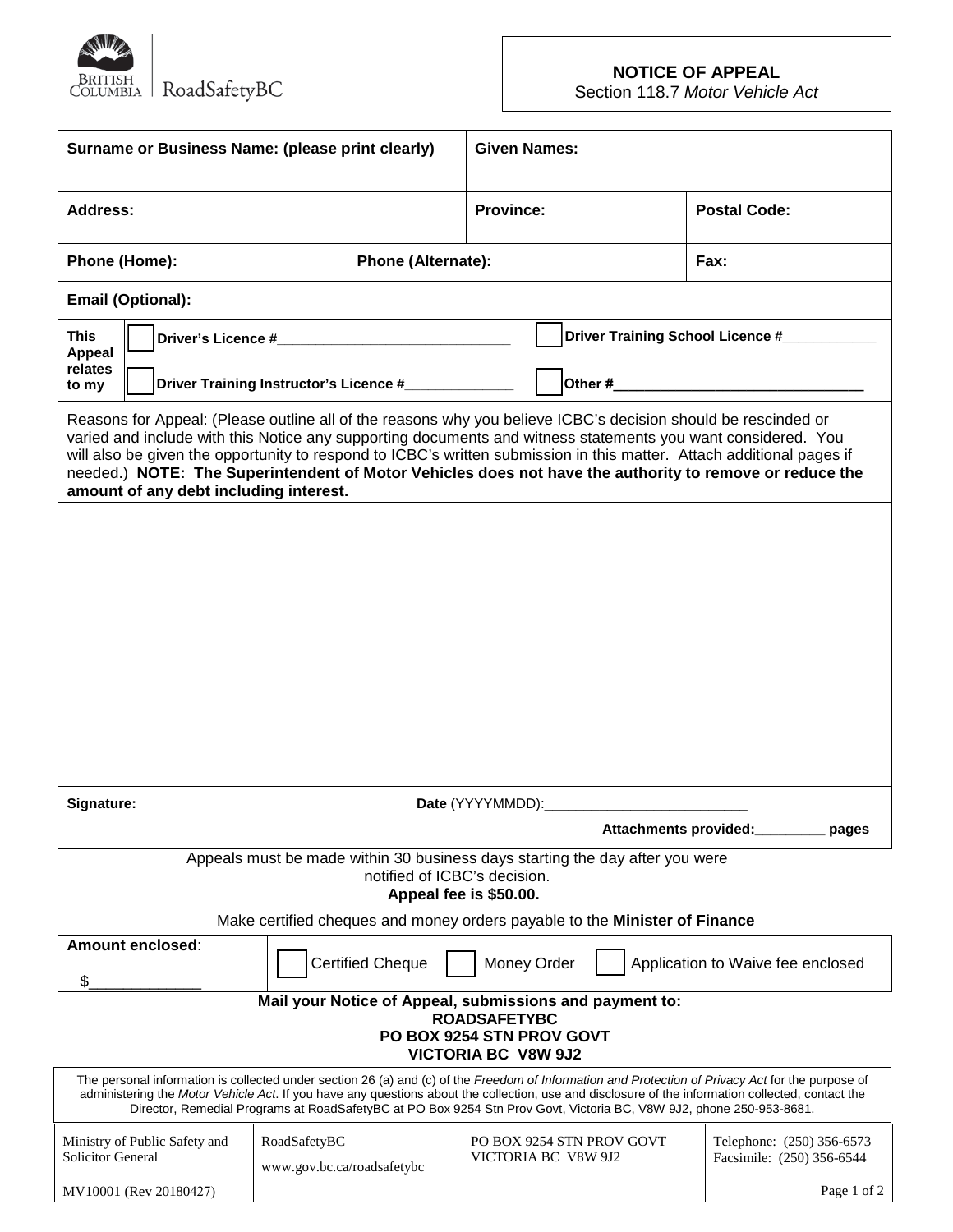BRITISH COLUMBIA | RoadSafetyBC

# NOTICE OF APPEAL

Section 118.7 *Motor Vehicle Act*

| **Surname or Business Name: (please print clearly)** | | **Given Names:** | |
|---|---|---|---|
| **Address:** | | **Province:** | **Postal Code:** |
| **Phone (Home):** | **Phone (Alternate):** | | **Fax:** |
| **Email (Optional):** | | | |

**This Appeal relates to my**

- ☐ **Driver's Licence #**______________________________
- ☐ **Driver Training School Licence #**____________
- ☐ **Driver Training Instructor's Licence #**______________
- ☐ **Other #**_______________________________

Reasons for Appeal: (Please outline all of the reasons why you believe ICBC's decision should be rescinded or varied and include with this Notice any supporting documents and witness statements you want considered. You will also be given the opportunity to respond to ICBC's written submission in this matter. Attach additional pages if needed.) **NOTE: The Superintendent of Motor Vehicles does not have the authority to remove or reduce the amount of any debt including interest.**

**Signature:** **Date** (YYYYMMDD):_________________________

**Attachments provided:**_________ **pages**

Appeals must be made within 30 business days starting the day after you were notified of ICBC's decision.

**Appeal fee is $50.00.**

Make certified cheques and money orders payable to the **Minister of Finance**

**Amount enclosed**: $_____________

☐ Certified Cheque ☐ Money Order ☐ Application to Waive fee enclosed

**Mail your Notice of Appeal, submissions and payment to:**
**ROADSAFETYBC**
**PO BOX 9254 STN PROV GOVT**
**VICTORIA BC V8W 9J2**

The personal information is collected under section 26 (a) and (c) of the *Freedom of Information and Protection of Privacy Act* for the purpose of administering the *Motor Vehicle Act*. If you have any questions about the collection, use and disclosure of the information collected, contact the Director, Remedial Programs at RoadSafetyBC at PO Box 9254 Stn Prov Govt, Victoria BC, V8W 9J2, phone 250-953-8681.

| Ministry of Public Safety and Solicitor General | RoadSafetyBC<br>www.gov.bc.ca/roadsafetybc | PO BOX 9254 STN PROV GOVT<br>VICTORIA BC V8W 9J2 | Telephone: (250) 356-6573<br>Facsimile: (250) 356-6544 |
|---|---|---|---|

MV10001 (Rev 20180427)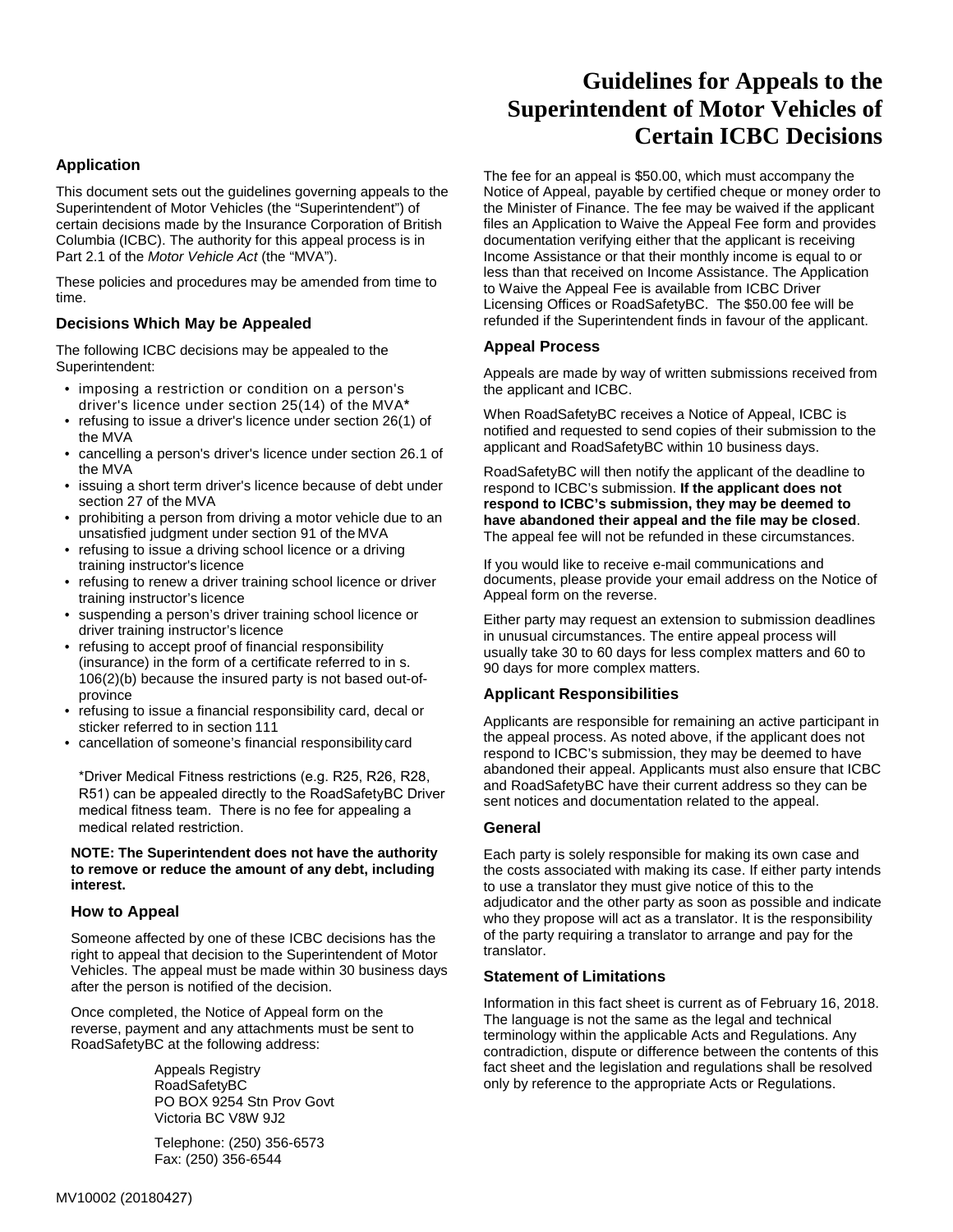# Guidelines for Appeals to the Superintendent of Motor Vehicles of Certain ICBC Decisions

## Application

This document sets out the guidelines governing appeals to the Superintendent of Motor Vehicles (the "Superintendent") of certain decisions made by the Insurance Corporation of British Columbia (ICBC). The authority for this appeal process is in Part 2.1 of the *Motor Vehicle Act* (the "MVA").

These policies and procedures may be amended from time to time.

## Decisions Which May be Appealed

The following ICBC decisions may be appealed to the Superintendent:

- imposing a restriction or condition on a person's driver's licence under section 25(14) of the MVA**\***
- refusing to issue a driver's licence under section 26(1) of the MVA
- cancelling a person's driver's licence under section 26.1 of the MVA
- issuing a short term driver's licence because of debt under section 27 of the MVA
- prohibiting a person from driving a motor vehicle due to an unsatisfied judgment under section 91 of the MVA
- refusing to issue a driving school licence or a driving training instructor's licence
- refusing to renew a driver training school licence or driver training instructor's licence
- suspending a person's driver training school licence or driver training instructor's licence
- refusing to accept proof of financial responsibility (insurance) in the form of a certificate referred to in s. 106(2)(b) because the insured party is not based out-of-province
- refusing to issue a financial responsibility card, decal or sticker referred to in section 111
- cancellation of someone's financial responsibility card

*Driver Medical Fitness restrictions (e.g. R25, R26, R28, R51) can be appealed directly to the RoadSafetyBC Driver medical fitness team. There is no fee for appealing a medical related restriction.

**NOTE: The Superintendent does not have the authority to remove or reduce the amount of any debt, including interest.**

## How to Appeal

Someone affected by one of these ICBC decisions has the right to appeal that decision to the Superintendent of Motor Vehicles. The appeal must be made within 30 business days after the person is notified of the decision.

Once completed, the Notice of Appeal form on the reverse, payment and any attachments must be sent to RoadSafetyBC at the following address:

Appeals Registry
RoadSafetyBC
PO BOX 9254 Stn Prov Govt
Victoria BC V8W 9J2

Telephone: (250) 356-6573
Fax: (250) 356-6544

The fee for an appeal is $50.00, which must accompany the Notice of Appeal, payable by certified cheque or money order to the Minister of Finance. The fee may be waived if the applicant files an Application to Waive the Appeal Fee form and provides documentation verifying either that the applicant is receiving Income Assistance or that their monthly income is equal to or less than that received on Income Assistance. The Application to Waive the Appeal Fee is available from ICBC Driver Licensing Offices or RoadSafetyBC. The $50.00 fee will be refunded if the Superintendent finds in favour of the applicant.

## Appeal Process

Appeals are made by way of written submissions received from the applicant and ICBC.

When RoadSafetyBC receives a Notice of Appeal, ICBC is notified and requested to send copies of their submission to the applicant and RoadSafetyBC within 10 business days.

RoadSafetyBC will then notify the applicant of the deadline to respond to ICBC's submission. **If the applicant does not respond to ICBC's submission, they may be deemed to have abandoned their appeal and the file may be closed**. The appeal fee will not be refunded in these circumstances.

If you would like to receive e-mail communications and documents, please provide your email address on the Notice of Appeal form on the reverse.

Either party may request an extension to submission deadlines in unusual circumstances. The entire appeal process will usually take 30 to 60 days for less complex matters and 60 to 90 days for more complex matters.

## Applicant Responsibilities

Applicants are responsible for remaining an active participant in the appeal process. As noted above, if the applicant does not respond to ICBC's submission, they may be deemed to have abandoned their appeal. Applicants must also ensure that ICBC and RoadSafetyBC have their current address so they can be sent notices and documentation related to the appeal.

## General

Each party is solely responsible for making its own case and the costs associated with making its case. If either party intends to use a translator they must give notice of this to the adjudicator and the other party as soon as possible and indicate who they propose will act as a translator. It is the responsibility of the party requiring a translator to arrange and pay for the translator.

## Statement of Limitations

Information in this fact sheet is current as of February 16, 2018. The language is not the same as the legal and technical terminology within the applicable Acts and Regulations. Any contradiction, dispute or difference between the contents of this fact sheet and the legislation and regulations shall be resolved only by reference to the appropriate Acts or Regulations.

MV10002 (20180427)